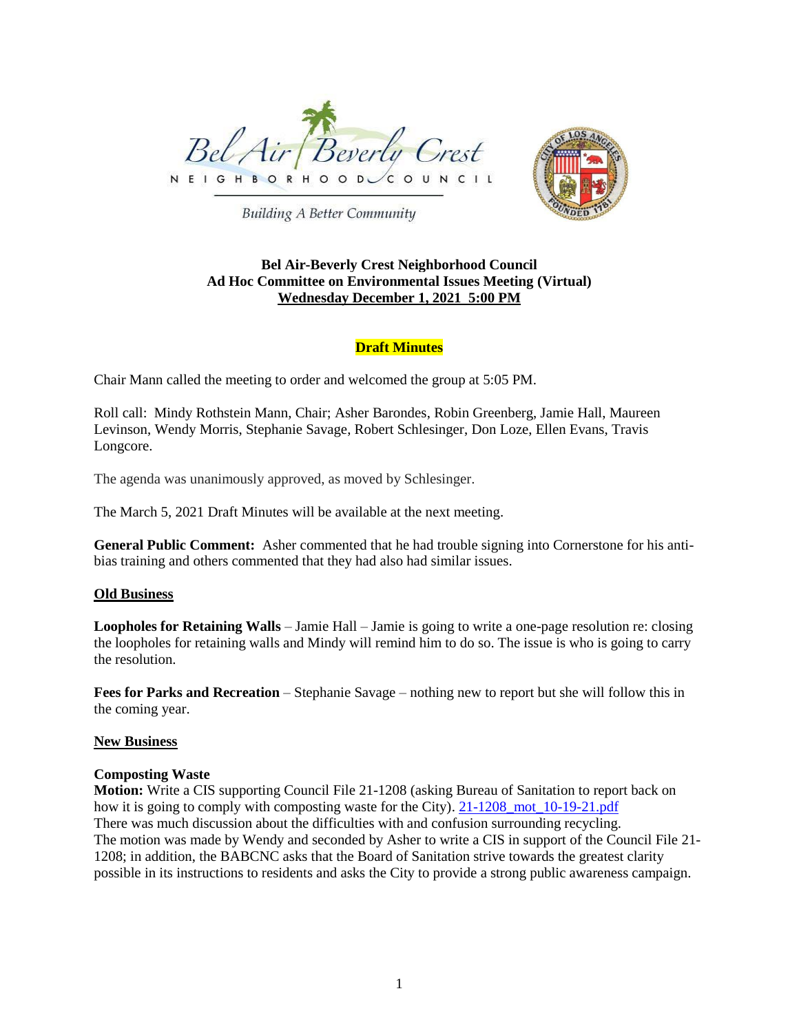Bel Air Beverly Crest
NEIGHBORHOOD COUNCIL

*Building A Better Community*

**Bel Air-Beverly Crest Neighborhood Council**
**Ad Hoc Committee on Environmental Issues Meeting (Virtual)**
**Wednesday December 1, 2021 5:00 PM**

**Draft Minutes**

Chair Mann called the meeting to order and welcomed the group at 5:05 PM.

Roll call: Mindy Rothstein Mann, Chair; Asher Barondes, Robin Greenberg, Jamie Hall, Maureen Levinson, Wendy Morris, Stephanie Savage, Robert Schlesinger, Don Loze, Ellen Evans, Travis Longcore.

The agenda was unanimously approved, as moved by Schlesinger.

The March 5, 2021 Draft Minutes will be available at the next meeting.

**General Public Comment:** Asher commented that he had trouble signing into Cornerstone for his anti-bias training and others commented that they had also had similar issues.

## Old Business

**Loopholes for Retaining Walls** – Jamie Hall – Jamie is going to write a one-page resolution re: closing the loopholes for retaining walls and Mindy will remind him to do so. The issue is who is going to carry the resolution.

**Fees for Parks and Recreation** – Stephanie Savage – nothing new to report but she will follow this in the coming year.

## New Business

**Composting Waste**
**Motion:** Write a CIS supporting Council File 21-1208 (asking Bureau of Sanitation to report back on how it is going to comply with composting waste for the City). 21-1208_mot_10-19-21.pdf
There was much discussion about the difficulties with and confusion surrounding recycling.
The motion was made by Wendy and seconded by Asher to write a CIS in support of the Council File 21-1208; in addition, the BABCNC asks that the Board of Sanitation strive towards the greatest clarity possible in its instructions to residents and asks the City to provide a strong public awareness campaign.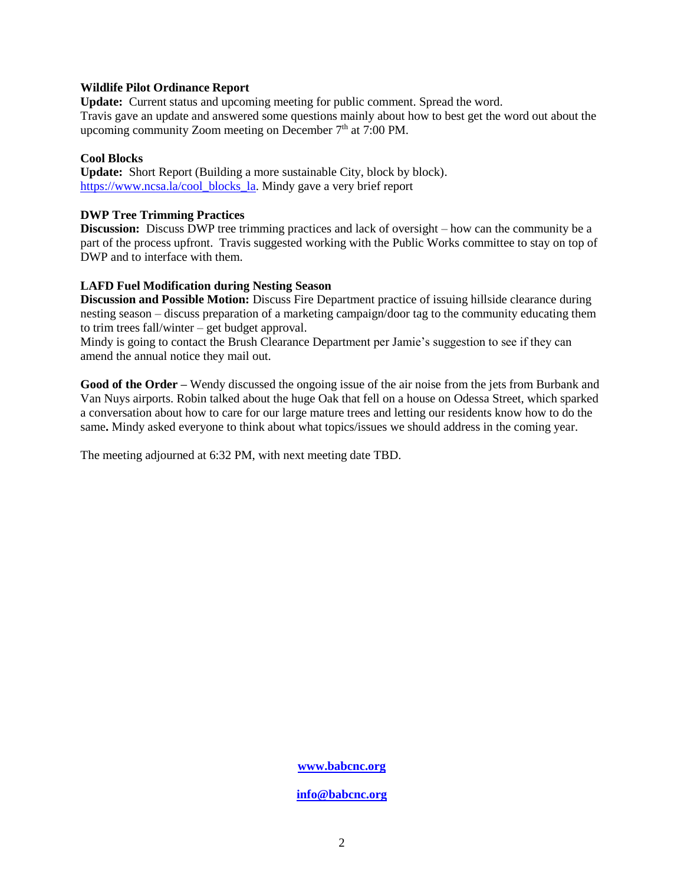**Wildlife Pilot Ordinance Report**

**Update:** Current status and upcoming meeting for public comment. Spread the word.
Travis gave an update and answered some questions mainly about how to best get the word out about the upcoming community Zoom meeting on December 7th at 7:00 PM.

**Cool Blocks**

**Update:** Short Report (Building a more sustainable City, block by block).
https://www.ncsa.la/cool_blocks_la. Mindy gave a very brief report

**DWP Tree Trimming Practices**

**Discussion:** Discuss DWP tree trimming practices and lack of oversight – how can the community be a part of the process upfront. Travis suggested working with the Public Works committee to stay on top of DWP and to interface with them.

**LAFD Fuel Modification during Nesting Season**

**Discussion and Possible Motion:** Discuss Fire Department practice of issuing hillside clearance during nesting season – discuss preparation of a marketing campaign/door tag to the community educating them to trim trees fall/winter – get budget approval.
Mindy is going to contact the Brush Clearance Department per Jamie's suggestion to see if they can amend the annual notice they mail out.

**Good of the Order –** Wendy discussed the ongoing issue of the air noise from the jets from Burbank and Van Nuys airports. Robin talked about the huge Oak that fell on a house on Odessa Street, which sparked a conversation about how to care for our large mature trees and letting our residents know how to do the same**.** Mindy asked everyone to think about what topics/issues we should address in the coming year.

The meeting adjourned at 6:32 PM, with next meeting date TBD.

**www.babcnc.org**

**info@babcnc.org**